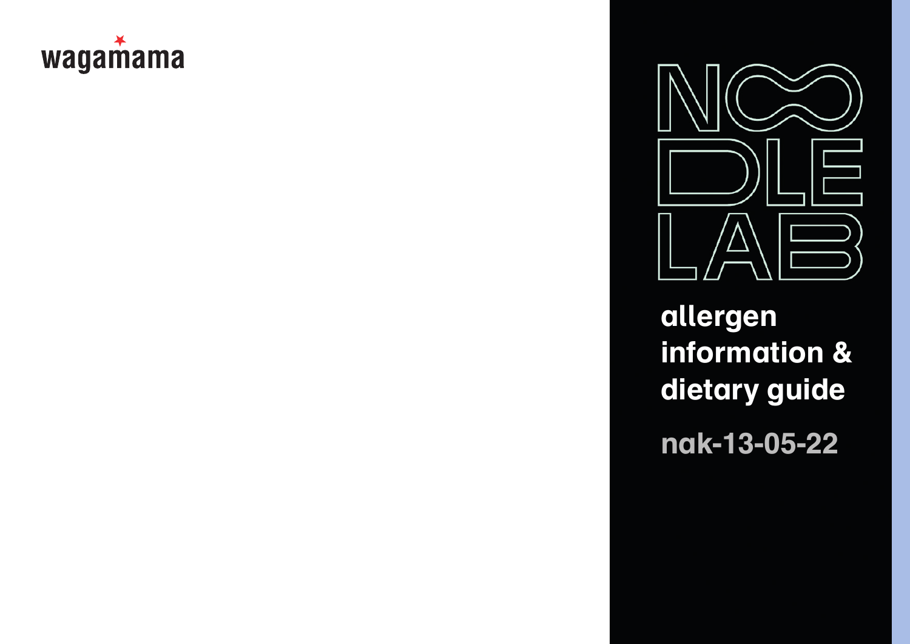wagamama

# NOODLE LAB

## allergen information & dietary guide

nak-13-05-22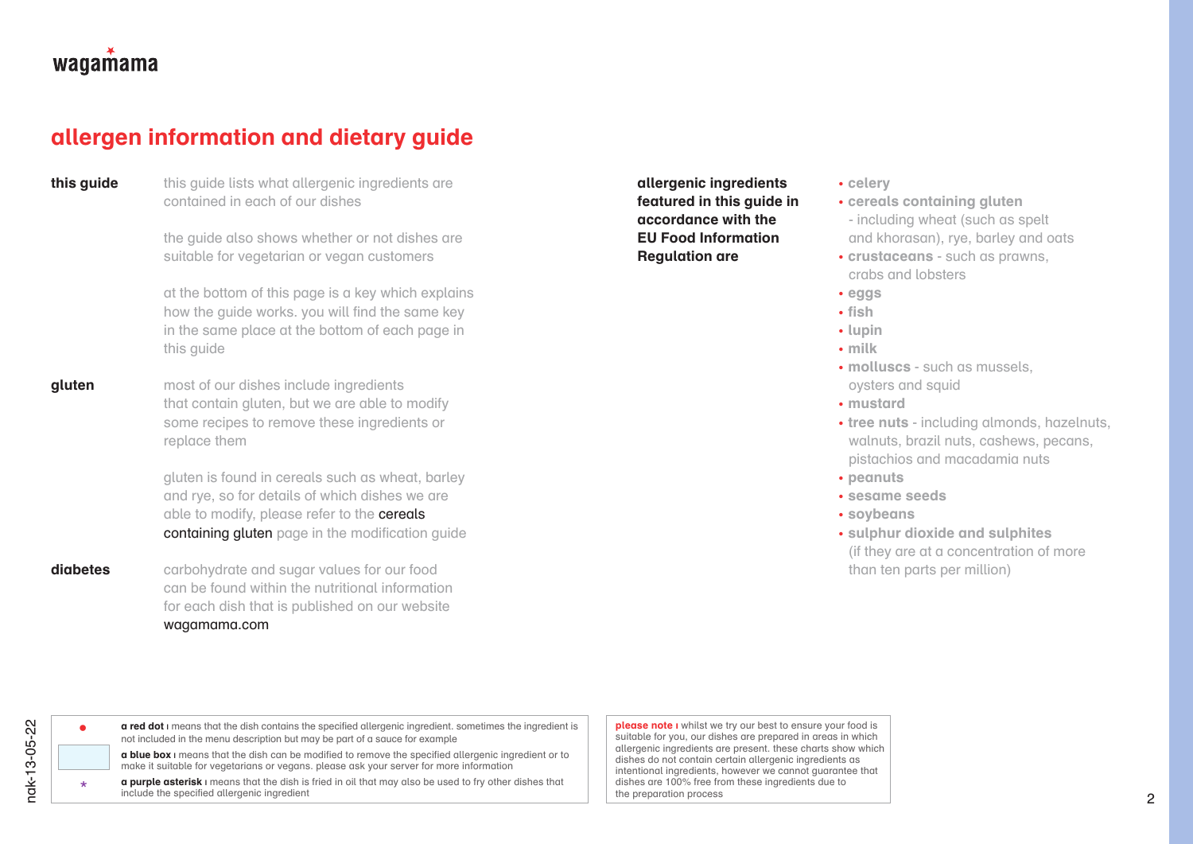wagamama

# allergen information and dietary guide

**this guide**

this guide lists what allergenic ingredients are contained in each of our dishes

the guide also shows whether or not dishes are suitable for vegetarian or vegan customers

at the bottom of this page is a key which explains how the guide works. you will find the same key in the same place at the bottom of each page in this guide

**gluten**

most of our dishes include ingredients that contain gluten, but we are able to modify some recipes to remove these ingredients or replace them

gluten is found in cereals such as wheat, barley and rye, so for details of which dishes we are able to modify, please refer to the cereals containing gluten page in the modification guide

**diabetes**

carbohydrate and sugar values for our food can be found within the nutritional information for each dish that is published on our website wagamama.com

**allergenic ingredients featured in this guide in accordance with the EU Food Information Regulation are**

- **celery**
- **cereals containing gluten** - including wheat (such as spelt and khorasan), rye, barley and oats
- **crustaceans** - such as prawns, crabs and lobsters
- **eggs**
- **fish**
- **lupin**
- **milk**
- **molluscs** - such as mussels, oysters and squid
- **mustard**
- **tree nuts** - including almonds, hazelnuts, walnuts, brazil nuts, cashews, pecans, pistachios and macadamia nuts
- **peanuts**
- **sesame seeds**
- **soybeans**
- **sulphur dioxide and sulphites** (if they are at a concentration of more than ten parts per million)

● **a red dot** | means that the dish contains the specified allergenic ingredient. sometimes the ingredient is not included in the menu description but may be part of a sauce for example

**a blue box** | means that the dish can be modified to remove the specified allergenic ingredient or to make it suitable for vegetarians or vegans. please ask your server for more information

* **a purple asterisk** | means that the dish is fried in oil that may also be used to fry other dishes that include the specified allergenic ingredient

**please note** | whilst we try our best to ensure your food is suitable for you, our dishes are prepared in areas in which allergenic ingredients are present. these charts show which dishes do not contain certain allergenic ingredients as intentional ingredients, however we cannot guarantee that dishes are 100% free from these ingredients due to the preparation process

nak-13-05-22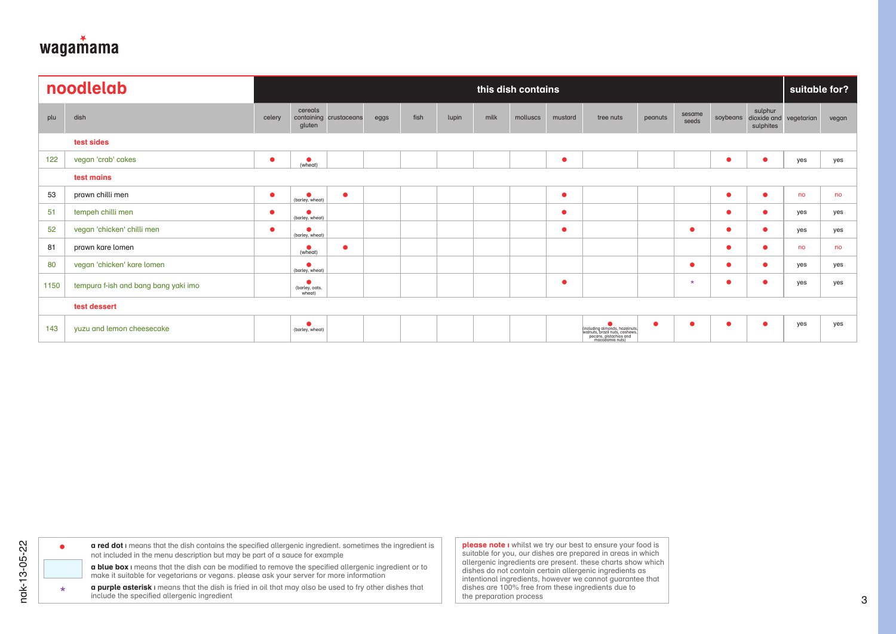wagamama

| noodlelab | | this dish contains | | | | | | | | | | | | | | suitable for? | |
|---|---|---|---|---|---|---|---|---|---|---|---|---|---|---|---|---|---|
| plu | dish | celery | cereals containing gluten | crustaceans | eggs | fish | lupin | milk | molluscs | mustard | tree nuts | peanuts | sesame seeds | soybeans | sulphur dioxide and sulphites | vegetarian | vegan |
| | **test sides** | | | | | | | | | | | | | | | | |
| 122 | vegan 'crab' cakes | ● | ● (wheat) | | | | | | | ● | | | | ● | ● | yes | yes |
| | **test mains** | | | | | | | | | | | | | | | | |
| 53 | prawn chilli men | ● | ● (barley, wheat) | ● | | | | | | ● | | | | ● | ● | no | no |
| 51 | tempeh chilli men | ● | ● (barley, wheat) | | | | | | | ● | | | | ● | ● | yes | yes |
| 52 | vegan 'chicken' chilli men | ● | ● (barley, wheat) | | | | | | | ● | | | ● | ● | ● | yes | yes |
| 81 | prawn kare lomen | | ● (wheat) | ● | | | | | | | | | | ● | ● | no | no |
| 80 | vegan 'chicken' kare lomen | | ● (barley, wheat) | | | | | | | | | | ● | ● | ● | yes | yes |
| 1150 | tempura f-ish and bang bang yaki imo | | ● (barley, oats, wheat) | | | | | | | ● | | | * | ● | ● | yes | yes |
| | **test dessert** | | | | | | | | | | | | | | | | |
| 143 | yuzu and lemon cheesecake | | ● (barley, wheat) | | | | | | | | ● (including almonds, hazelnuts, walnuts, brazil nuts, cashews, pecans, pistachios and macadamia nuts) | ● | ● | ● | ● | yes | yes |

● **a red dot** | means that the dish contains the specified allergenic ingredient. sometimes the ingredient is not included in the menu description but may be part of a sauce for example

**a blue box** | means that the dish can be modified to remove the specified allergenic ingredient or to make it suitable for vegetarians or vegans. please ask your server for more information

\* **a purple asterisk** | means that the dish is fried in oil that may also be used to fry other dishes that include the specified allergenic ingredient

**please note** | whilst we try our best to ensure your food is suitable for you, our dishes are prepared in areas in which allergenic ingredients are present. these charts show which dishes do not contain certain allergenic ingredients as intentional ingredients, however we cannot guarantee that dishes are 100% free from these ingredients due to the preparation process

nak-13-05-22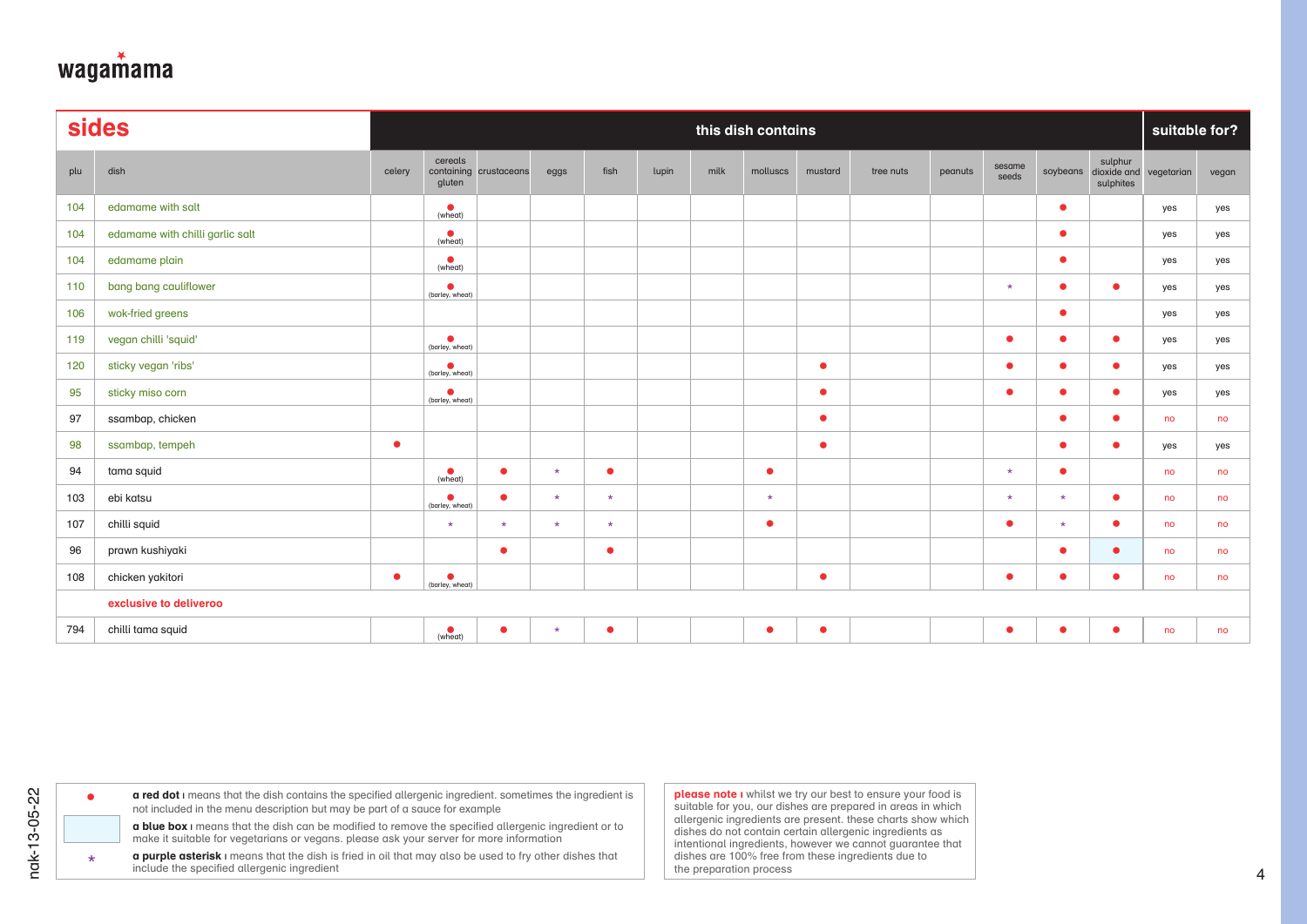wagamama

## sides

| plu | dish | celery | cereals containing gluten | crustaceans | eggs | fish | lupin | milk | molluscs | mustard | tree nuts | peanuts | sesame seeds | soybeans | sulphur dioxide and sulphites | vegetarian | vegan |
|---|---|---|---|---|---|---|---|---|---|---|---|---|---|---|---|---|---|
| | | this dish contains | | | | | | | | | | | | | | suitable for? | |
| 104 | edamame with salt | | ● (wheat) | | | | | | | | | | | ● | | yes | yes |
| 104 | edamame with chilli garlic salt | | ● (wheat) | | | | | | | | | | | ● | | yes | yes |
| 104 | edamame plain | | ● (wheat) | | | | | | | | | | | ● | | yes | yes |
| 110 | bang bang cauliflower | | ● (barley, wheat) | | | | | | | | | | * | ● | ● | yes | yes |
| 106 | wok-fried greens | | | | | | | | | | | | | ● | | yes | yes |
| 119 | vegan chilli 'squid' | | ● (barley, wheat) | | | | | | | | | | ● | ● | ● | yes | yes |
| 120 | sticky vegan 'ribs' | | ● (barley, wheat) | | | | | | | ● | | | ● | ● | ● | yes | yes |
| 95 | sticky miso corn | | ● (barley, wheat) | | | | | | | ● | | | ● | ● | ● | yes | yes |
| 97 | ssambap, chicken | | | | | | | | | ● | | | | ● | ● | no | no |
| 98 | ssambap, tempeh | ● | | | | | | | | ● | | | | ● | ● | yes | yes |
| 94 | tama squid | | ● (wheat) | ● | * | ● | | | ● | | | | * | ● | | no | no |
| 103 | ebi katsu | | ● (barley, wheat) | ● | * | * | | | * | | | | * | * | ● | no | no |
| 107 | chilli squid | | * | * | * | * | | | ● | | | | ● | * | ● | no | no |
| 96 | prawn kushiyaki | | | ● | | ● | | | | | | | | ● | ● (blue box) | no | no |
| 108 | chicken yakitori | ● | ● (barley, wheat) | | | | | | | ● | | | ● | ● | ● | no | no |
| | **exclusive to deliveroo** | | | | | | | | | | | | | | | | |
| 794 | chilli tama squid | | ● (wheat) | ● | * | ● | | | ● | ● | | | ● | ● | ● | no | no |

● **a red dot** ı means that the dish contains the specified allergenic ingredient. sometimes the ingredient is not included in the menu description but may be part of a sauce for example

**a blue box** ı means that the dish can be modified to remove the specified allergenic ingredient or to make it suitable for vegetarians or vegans. please ask your server for more information

\* **a purple asterisk** ı means that the dish is fried in oil that may also be used to fry other dishes that include the specified allergenic ingredient

**please note** ı whilst we try our best to ensure your food is suitable for you, our dishes are prepared in areas in which allergenic ingredients are present. these charts show which dishes do not contain certain allergenic ingredients as intentional ingredients, however we cannot guarantee that dishes are 100% free from these ingredients due to the preparation process

nak-13-05-22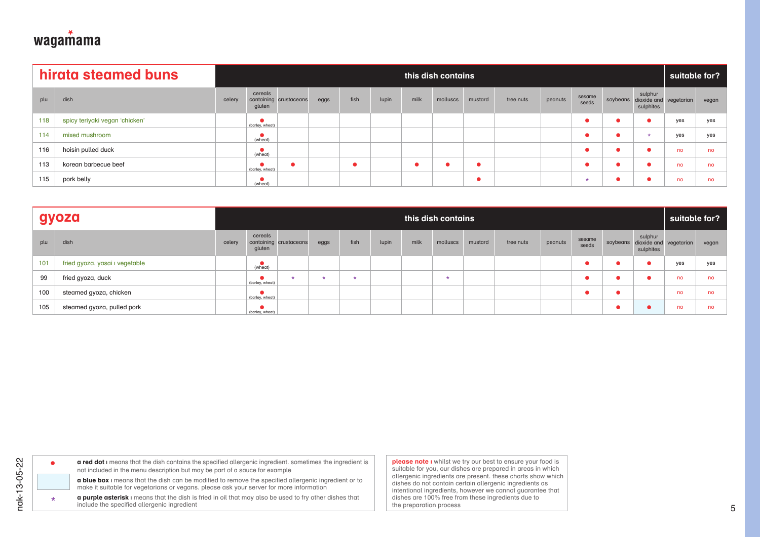wagamama

## hirata steamed buns

| plu | dish | celery | cereals containing gluten | crustaceans | eggs | fish | lupin | milk | molluscs | mustard | tree nuts | peanuts | sesame seeds | soybeans | sulphur dioxide and sulphites | vegetarian | vegan |
|---|---|---|---|---|---|---|---|---|---|---|---|---|---|---|---|---|---|
| | | | | | | | | this dish contains | | | | | | | | suitable for? | |
| 118 | spicy teriyaki vegan 'chicken' | | ● (barley, wheat) | | | | | | | | | | ● | ● | ● | yes | yes |
| 114 | mixed mushroom | | ● (wheat) | | | | | | | | | | ● | ● | * | yes | yes |
| 116 | hoisin pulled duck | | ● (wheat) | | | | | | | | | | ● | ● | ● | no | no |
| 113 | korean barbecue beef | | ● (barley, wheat) | ● | | ● | | ● | ● | ● | | | ● | ● | ● | no | no |
| 115 | pork belly | | ● (wheat) | | | | | | | ● | | | * | ● | ● | no | no |

## gyoza

| plu | dish | celery | cereals containing gluten | crustaceans | eggs | fish | lupin | milk | molluscs | mustard | tree nuts | peanuts | sesame seeds | soybeans | sulphur dioxide and sulphites | vegetarian | vegan |
|---|---|---|---|---|---|---|---|---|---|---|---|---|---|---|---|---|---|
| | | | | | | | | this dish contains | | | | | | | | suitable for? | |
| 101 | fried gyoza, yasai ı vegetable | | ● (wheat) | | | | | | | | | | ● | ● | ● | yes | yes |
| 99 | fried gyoza, duck | | ● (barley, wheat) | * | * | * | | | * | | | | ● | ● | ● | no | no |
| 100 | steamed gyoza, chicken | | ● (barley, wheat) | | | | | | | | | | ● | ● | | no | no |
| 105 | steamed gyoza, pulled pork | | ● (barley, wheat) | | | | | | | | | | | ● | ● (blue box) | no | no |

● **a red dot** ı means that the dish contains the specified allergenic ingredient. sometimes the ingredient is not included in the menu description but may be part of a sauce for example

**a blue box** ı means that the dish can be modified to remove the specified allergenic ingredient or to make it suitable for vegetarians or vegans. please ask your server for more information

\* **a purple asterisk** ı means that the dish is fried in oil that may also be used to fry other dishes that include the specified allergenic ingredient

**please note** ı whilst we try our best to ensure your food is suitable for you, our dishes are prepared in areas in which allergenic ingredients are present. these charts show which dishes do not contain certain allergenic ingredients as intentional ingredients, however we cannot guarantee that dishes are 100% free from these ingredients due to the preparation process

nak-13-05-22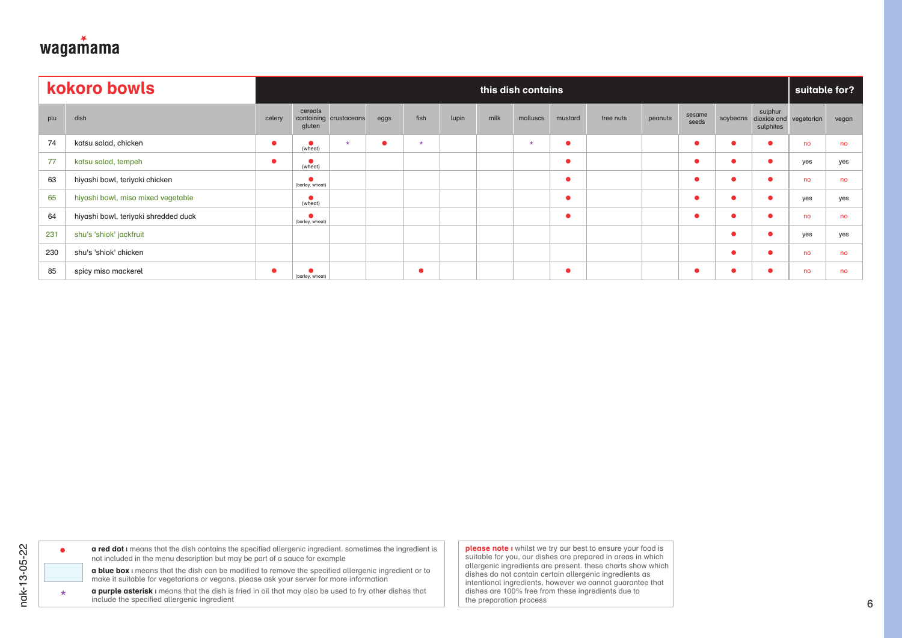wagamama

| kokoro bowls | | this dish contains | | | | | | | | | | | | | | suitable for? | |
|---|---|---|---|---|---|---|---|---|---|---|---|---|---|---|---|---|---|
| plu | dish | celery | cereals containing gluten | crustaceans | eggs | fish | lupin | milk | molluscs | mustard | tree nuts | peanuts | sesame seeds | soybeans | sulphur dioxide and sulphites | vegetarian | vegan |
| 74 | katsu salad, chicken | ● | ● (wheat) | * | ● | * | | | * | ● | | | ● | ● | ● | no | no |
| 77 | katsu salad, tempeh | ● | ● (wheat) | | | | | | | ● | | | ● | ● | ● | yes | yes |
| 63 | hiyashi bowl, teriyaki chicken | | ● (barley, wheat) | | | | | | | ● | | | ● | ● | ● | no | no |
| 65 | hiyashi bowl, miso mixed vegetable | | ● (wheat) | | | | | | | ● | | | ● | ● | ● | yes | yes |
| 64 | hiyashi bowl, teriyaki shredded duck | | ● (barley, wheat) | | | | | | | ● | | | ● | ● | ● | no | no |
| 231 | shu's 'shiok' jackfruit | | | | | | | | | | | | | ● | ● | yes | yes |
| 230 | shu's 'shiok' chicken | | | | | | | | | | | | | ● | ● | no | no |
| 85 | spicy miso mackerel | ● | ● (barley, wheat) | | | ● | | | | ● | | | ● | ● | ● | no | no |

● **a red dot** | means that the dish contains the specified allergenic ingredient. sometimes the ingredient is not included in the menu description but may be part of a sauce for example

**a blue box** | means that the dish can be modified to remove the specified allergenic ingredient or to make it suitable for vegetarians or vegans. please ask your server for more information

* **a purple asterisk** | means that the dish is fried in oil that may also be used to fry other dishes that include the specified allergenic ingredient

**please note** | whilst we try our best to ensure your food is suitable for you, our dishes are prepared in areas in which allergenic ingredients are present. these charts show which dishes do not contain certain allergenic ingredients as intentional ingredients, however we cannot guarantee that dishes are 100% free from these ingredients due to the preparation process

nak-13-05-22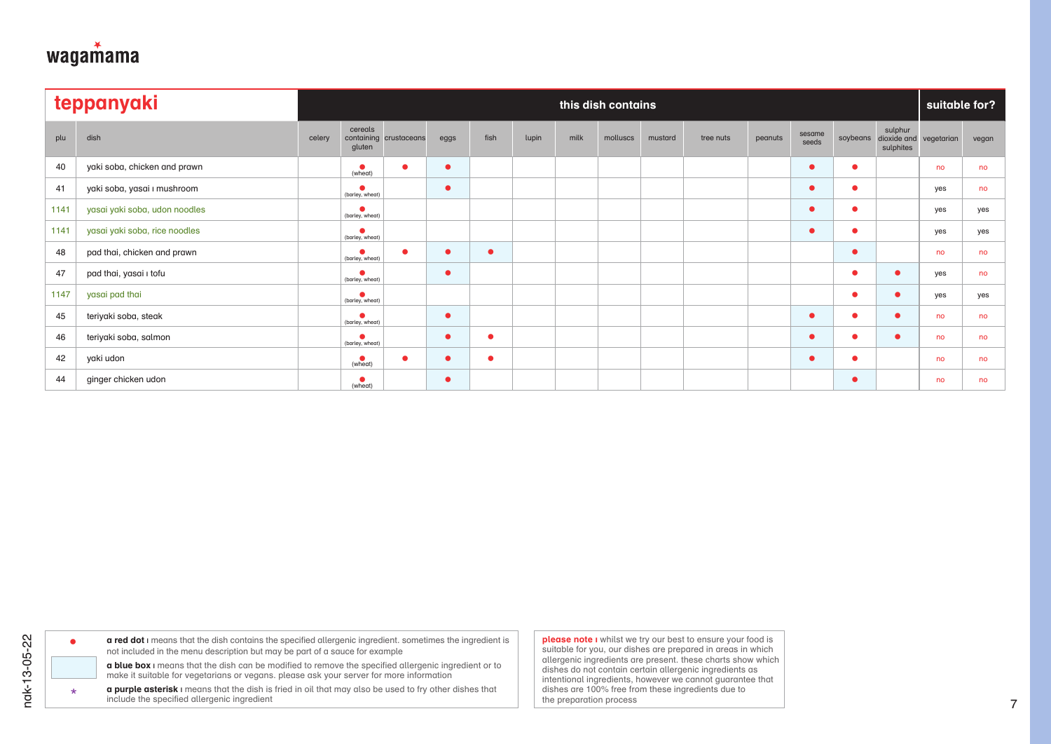**wagamama**

| teppanyaki | | this dish contains | | | | | | | | | | | | | | suitable for? | |
|---|---|---|---|---|---|---|---|---|---|---|---|---|---|---|---|---|---|
| plu | dish | celery | cereals containing gluten | crustaceans | eggs | fish | lupin | milk | molluscs | mustard | tree nuts | peanuts | sesame seeds | soybeans | sulphur dioxide and sulphites | vegetarian | vegan |
| 40 | yaki soba, chicken and prawn | | ● (wheat) | ● | ● | | | | | | | | ● | ● | | no | no |
| 41 | yaki soba, yasai ı mushroom | | ● (barley, wheat) | | ● | | | | | | | | ● | ● | | yes | no |
| 1141 | yasai yaki soba, udon noodles | | ● (barley, wheat) | | | | | | | | | | ● | ● | | yes | yes |
| 1141 | yasai yaki soba, rice noodles | | ● (barley, wheat) | | | | | | | | | | ● | ● | | yes | yes |
| 48 | pad thai, chicken and prawn | | ● (barley, wheat) | ● | ● | ● | | | | | | | | ● | | no | no |
| 47 | pad thai, yasai ı tofu | | ● (barley, wheat) | | ● | | | | | | | | | ● | ● | yes | no |
| 1147 | yasai pad thai | | ● (barley, wheat) | | | | | | | | | | | ● | ● | yes | yes |
| 45 | teriyaki soba, steak | | ● (barley, wheat) | | ● | | | | | | | | ● | ● | ● | no | no |
| 46 | teriyaki soba, salmon | | ● (barley, wheat) | | ● | ● | | | | | | | ● | ● | ● | no | no |
| 42 | yaki udon | | ● (wheat) | ● | ● | ● | | | | | | | ● | ● | | no | no |
| 44 | ginger chicken udon | | ● (wheat) | | ● | | | | | | | | | ● | | no | no |

● **a red dot** ı means that the dish contains the specified allergenic ingredient. sometimes the ingredient is not included in the menu description but may be part of a sauce for example

**a blue box** ı means that the dish can be modified to remove the specified allergenic ingredient or to make it suitable for vegetarians or vegans. please ask your server for more information

* **a purple asterisk** ı means that the dish is fried in oil that may also be used to fry other dishes that include the specified allergenic ingredient

**please note** ı whilst we try our best to ensure your food is suitable for you, our dishes are prepared in areas in which allergenic ingredients are present. these charts show which dishes do not contain certain allergenic ingredients as intentional ingredients, however we cannot guarantee that dishes are 100% free from these ingredients due to the preparation process

nak-13-05-22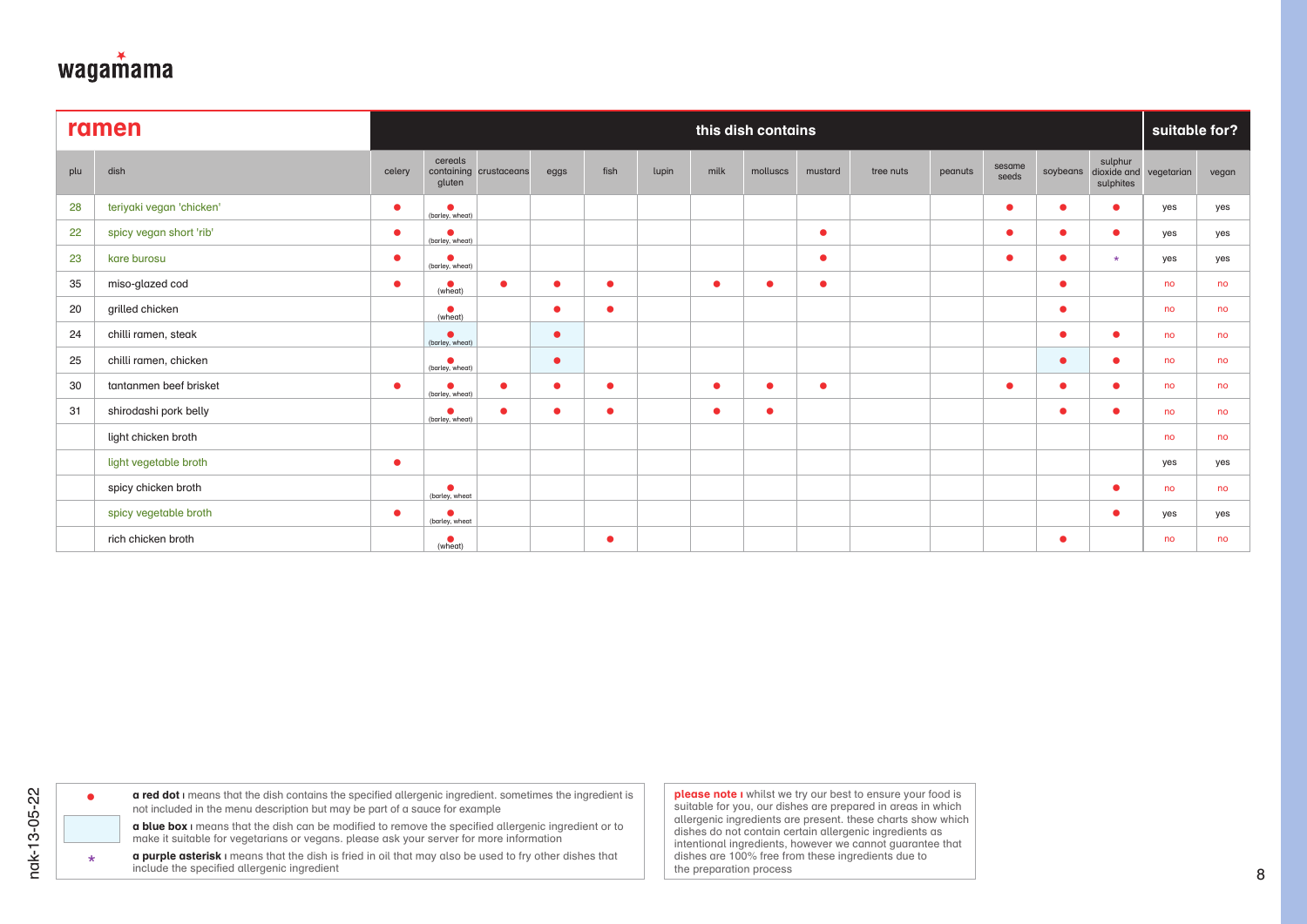wagamama

## ramen

| plu | dish | celery | cereals containing gluten | crustaceans | eggs | fish | lupin | milk | molluscs | mustard | tree nuts | peanuts | sesame seeds | soybeans | sulphur dioxide and sulphites | vegetarian | vegan |
|---|---|---|---|---|---|---|---|---|---|---|---|---|---|---|---|---|---|
| | | this dish contains | | | | | | | | | | | | | | suitable for? | |
| 28 | teriyaki vegan 'chicken' | ● | ● (barley, wheat) | | | | | | | | | | ● | ● | ● | yes | yes |
| 22 | spicy vegan short 'rib' | ● | ● (barley, wheat) | | | | | | | ● | | | ● | ● | ● | yes | yes |
| 23 | kare burosu | ● | ● (barley, wheat) | | | | | | | ● | | | ● | ● | * | yes | yes |
| 35 | miso-glazed cod | ● | ● (wheat) | ● | ● | ● | | ● | ● | ● | | | | ● | | no | no |
| 20 | grilled chicken | | ● (wheat) | | ● | ● | | | | | | | | ● | | no | no |
| 24 | chilli ramen, steak | | ● (barley, wheat) | | ● | | | | | | | | | ● | ● | no | no |
| 25 | chilli ramen, chicken | | ● (barley, wheat) | | ● | | | | | | | | | ● | ● | no | no |
| 30 | tantanmen beef brisket | ● | ● (barley, wheat) | ● | ● | ● | | ● | ● | ● | | | ● | ● | ● | no | no |
| 31 | shirodashi pork belly | | ● (barley, wheat) | ● | ● | ● | | ● | ● | | | | | ● | ● | no | no |
| | light chicken broth | | | | | | | | | | | | | | | no | no |
| | light vegetable broth | ● | | | | | | | | | | | | | | yes | yes |
| | spicy chicken broth | | ● (barley, wheat | | | | | | | | | | | | ● | no | no |
| | spicy vegetable broth | ● | ● (barley, wheat | | | | | | | | | | | | ● | yes | yes |
| | rich chicken broth | | ● (wheat) | | | ● | | | | | | | | ● | | no | no |

● **a red dot** | means that the dish contains the specified allergenic ingredient. sometimes the ingredient is not included in the menu description but may be part of a sauce for example

**a blue box** | means that the dish can be modified to remove the specified allergenic ingredient or to make it suitable for vegetarians or vegans. please ask your server for more information

* **a purple asterisk** | means that the dish is fried in oil that may also be used to fry other dishes that include the specified allergenic ingredient

**please note** | whilst we try our best to ensure your food is suitable for you, our dishes are prepared in areas in which allergenic ingredients are present. these charts show which dishes do not contain certain allergenic ingredients as intentional ingredients, however we cannot guarantee that dishes are 100% free from these ingredients due to the preparation process

nak-13-05-22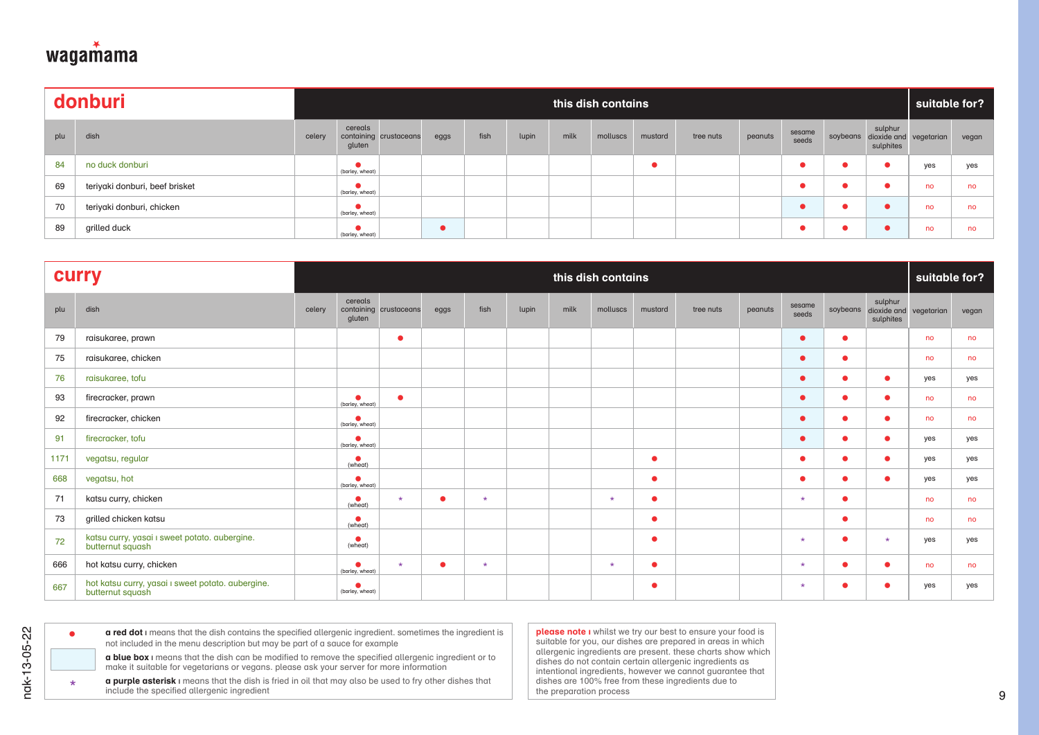wagamama

## donburi

| plu | dish | celery | cereals containing gluten | crustaceans | eggs | fish | lupin | milk | molluscs | mustard | tree nuts | peanuts | sesame seeds | soybeans | sulphur dioxide and sulphites | vegetarian | vegan |
|---|---|---|---|---|---|---|---|---|---|---|---|---|---|---|---|---|---|
| 84 | no duck donburi | | ● (barley, wheat) | | | | | | | ● | | | ● | ● | ● | yes | yes |
| 69 | teriyaki donburi, beef brisket | | ● (barley, wheat) | | | | | | | | | | ● | ● | ● | no | no |
| 70 | teriyaki donburi, chicken | | ● (barley, wheat) | | | | | | | | | | ● | ● | ● | no | no |
| 89 | grilled duck | | ● (barley, wheat) | | ● | | | | | | | | ● | ● | ● | no | no |

## curry

| plu | dish | celery | cereals containing gluten | crustaceans | eggs | fish | lupin | milk | molluscs | mustard | tree nuts | peanuts | sesame seeds | soybeans | sulphur dioxide and sulphites | vegetarian | vegan |
|---|---|---|---|---|---|---|---|---|---|---|---|---|---|---|---|---|---|
| 79 | raisukaree, prawn | | | ● | | | | | | | | | ● | ● | | no | no |
| 75 | raisukaree, chicken | | | | | | | | | | | | ● | ● | | no | no |
| 76 | raisukaree, tofu | | | | | | | | | | | | ● | ● | ● | yes | yes |
| 93 | firecracker, prawn | | ● (barley, wheat) | ● | | | | | | | | | ● | ● | ● | no | no |
| 92 | firecracker, chicken | | ● (barley, wheat) | | | | | | | | | | ● | ● | ● | no | no |
| 91 | firecracker, tofu | | ● (barley, wheat) | | | | | | | | | | ● | ● | ● | yes | yes |
| 1171 | vegatsu, regular | | ● (wheat) | | | | | | | ● | | | ● | ● | ● | yes | yes |
| 668 | vegatsu, hot | | ● (barley, wheat) | | | | | | | ● | | | ● | ● | ● | yes | yes |
| 71 | katsu curry, chicken | | ● (wheat) | * | ● | * | | | * | ● | | | * | ● | | no | no |
| 73 | grilled chicken katsu | | ● (wheat) | | | | | | | ● | | | | ● | | no | no |
| 72 | katsu curry, yasai ı sweet potato. aubergine. butternut squash | | ● (wheat) | | | | | | | ● | | | * | ● | * | yes | yes |
| 666 | hot katsu curry, chicken | | ● (barley, wheat) | * | ● | * | | | * | ● | | | * | ● | ● | no | no |
| 667 | hot katsu curry, yasai ı sweet potato. aubergine. butternut squash | | ● (barley, wheat) | | | | | | | ● | | | * | ● | ● | yes | yes |

● **a red dot** ı means that the dish contains the specified allergenic ingredient. sometimes the ingredient is not included in the menu description but may be part of a sauce for example

**a blue box** ı means that the dish can be modified to remove the specified allergenic ingredient or to make it suitable for vegetarians or vegans. please ask your server for more information

\* **a purple asterisk** ı means that the dish is fried in oil that may also be used to fry other dishes that include the specified allergenic ingredient

**please note** ı whilst we try our best to ensure your food is suitable for you, our dishes are prepared in areas in which allergenic ingredients are present. these charts show which dishes do not contain certain allergenic ingredients as intentional ingredients, however we cannot guarantee that dishes are 100% free from these ingredients due to the preparation process

nak-13-05-22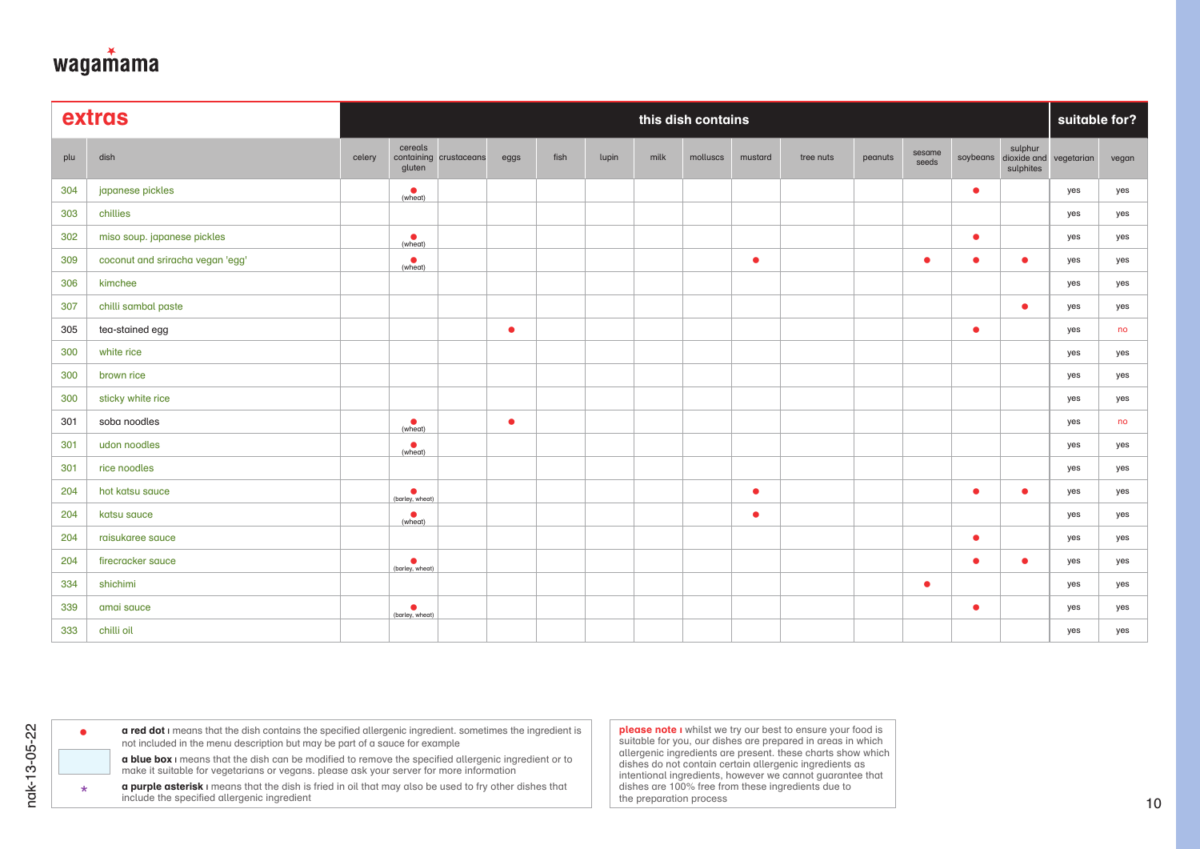wagamama

| extras | | this dish contains | | | | | | | | | | | | | | suitable for? | |
|---|---|---|---|---|---|---|---|---|---|---|---|---|---|---|---|---|---|
| plu | dish | celery | cereals containing gluten | crustaceans | eggs | fish | lupin | milk | molluscs | mustard | tree nuts | peanuts | sesame seeds | soybeans | sulphur dioxide and sulphites | vegetarian | vegan |
| 304 | japanese pickles | | ● (wheat) | | | | | | | | | | | ● | | yes | yes |
| 303 | chillies | | | | | | | | | | | | | | | yes | yes |
| 302 | miso soup. japanese pickles | | ● (wheat) | | | | | | | | | | | ● | | yes | yes |
| 309 | coconut and sriracha vegan 'egg' | | ● (wheat) | | | | | | | ● | | | ● | ● | ● | yes | yes |
| 306 | kimchee | | | | | | | | | | | | | | | yes | yes |
| 307 | chilli sambal paste | | | | | | | | | | | | | | ● | yes | yes |
| 305 | tea-stained egg | | | | ● | | | | | | | | | ● | | yes | no |
| 300 | white rice | | | | | | | | | | | | | | | yes | yes |
| 300 | brown rice | | | | | | | | | | | | | | | yes | yes |
| 300 | sticky white rice | | | | | | | | | | | | | | | yes | yes |
| 301 | soba noodles | | ● (wheat) | | ● | | | | | | | | | | | yes | no |
| 301 | udon noodles | | ● (wheat) | | | | | | | | | | | | | yes | yes |
| 301 | rice noodles | | | | | | | | | | | | | | | yes | yes |
| 204 | hot katsu sauce | | ● (barley, wheat) | | | | | | | ● | | | | ● | ● | yes | yes |
| 204 | katsu sauce | | ● (wheat) | | | | | | | ● | | | | | | yes | yes |
| 204 | raisukaree sauce | | | | | | | | | | | | | ● | | yes | yes |
| 204 | firecracker sauce | | ● (barley, wheat) | | | | | | | | | | | ● | ● | yes | yes |
| 334 | shichimi | | | | | | | | | | | | ● | | | yes | yes |
| 339 | amai sauce | | ● (barley, wheat) | | | | | | | | | | | ● | | yes | yes |
| 333 | chilli oil | | | | | | | | | | | | | | | yes | yes |

● **a red dot** ı means that the dish contains the specified allergenic ingredient. sometimes the ingredient is not included in the menu description but may be part of a sauce for example

**a blue box** ı means that the dish can be modified to remove the specified allergenic ingredient or to make it suitable for vegetarians or vegans. please ask your server for more information

* **a purple asterisk** ı means that the dish is fried in oil that may also be used to fry other dishes that include the specified allergenic ingredient

**please note** ı whilst we try our best to ensure your food is suitable for you, our dishes are prepared in areas in which allergenic ingredients are present. these charts show which dishes do not contain certain allergenic ingredients as intentional ingredients, however we cannot guarantee that dishes are 100% free from these ingredients due to the preparation process

nak-13-05-22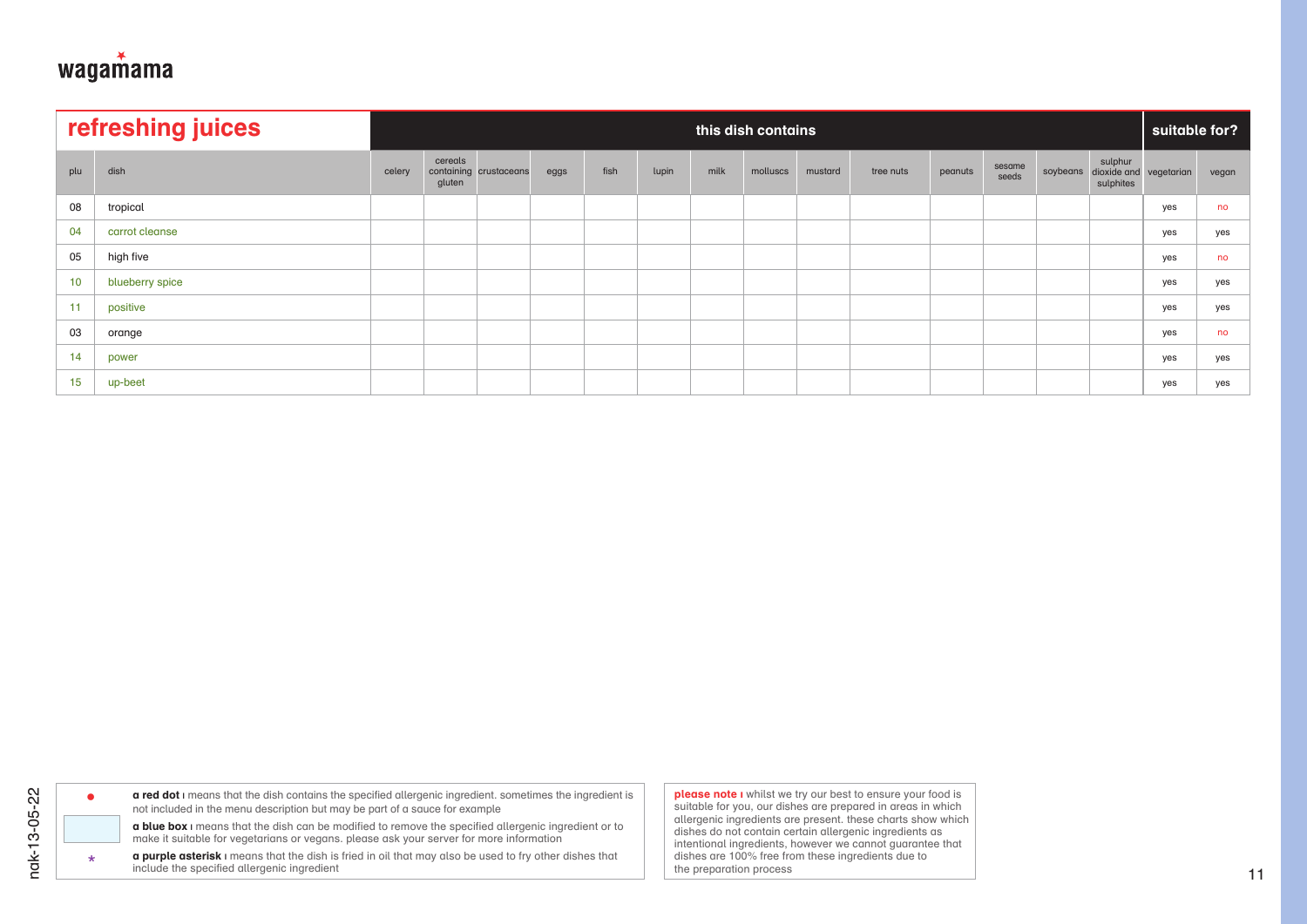wagamama

## refreshing juices

| plu | dish | this dish contains | | | | | | | | | | | | | | suitable for? | |
|---|---|---|---|---|---|---|---|---|---|---|---|---|---|---|---|---|---|
| | | celery | cereals containing gluten | crustaceans | eggs | fish | lupin | milk | molluscs | mustard | tree nuts | peanuts | sesame seeds | soybeans | sulphur dioxide and sulphites | vegetarian | vegan |
| 08 | tropical | | | | | | | | | | | | | | | yes | no |
| 04 | carrot cleanse | | | | | | | | | | | | | | | yes | yes |
| 05 | high five | | | | | | | | | | | | | | | yes | no |
| 10 | blueberry spice | | | | | | | | | | | | | | | yes | yes |
| 11 | positive | | | | | | | | | | | | | | | yes | yes |
| 03 | orange | | | | | | | | | | | | | | | yes | no |
| 14 | power | | | | | | | | | | | | | | | yes | yes |
| 15 | up-beet | | | | | | | | | | | | | | | yes | yes |

● **a red dot** | means that the dish contains the specified allergenic ingredient. sometimes the ingredient is not included in the menu description but may be part of a sauce for example

**a blue box** | means that the dish can be modified to remove the specified allergenic ingredient or to make it suitable for vegetarians or vegans. please ask your server for more information

* **a purple asterisk** | means that the dish is fried in oil that may also be used to fry other dishes that include the specified allergenic ingredient

**please note** | whilst we try our best to ensure your food is suitable for you, our dishes are prepared in areas in which allergenic ingredients are present. these charts show which dishes do not contain certain allergenic ingredients as intentional ingredients, however we cannot guarantee that dishes are 100% free from these ingredients due to the preparation process

nak-13-05-22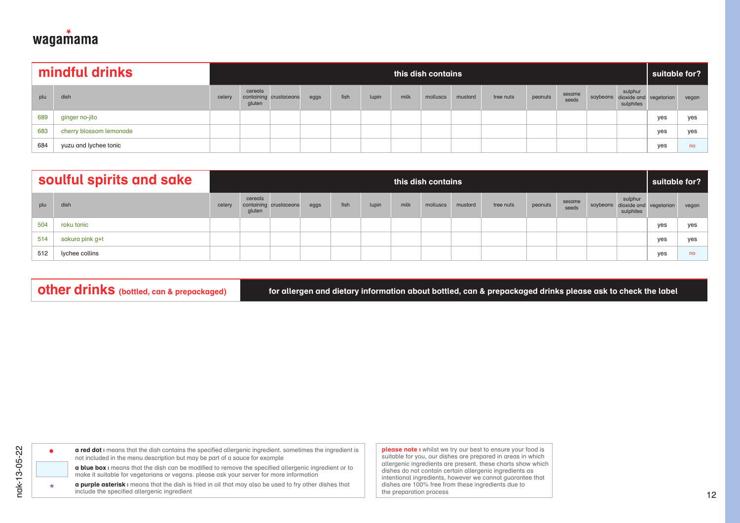wagamama

## mindful drinks

| | | this dish contains | | | | | | | | | | | | | | suitable for? | |
|---|---|---|---|---|---|---|---|---|---|---|---|---|---|---|---|---|---|
| plu | dish | celery | cereals containing gluten | crustaceans | eggs | fish | lupin | milk | molluscs | mustard | tree nuts | peanuts | sesame seeds | soybeans | sulphur dioxide and sulphites | vegetarian | vegan |
| 689 | ginger no-jito | | | | | | | | | | | | | | | yes | yes |
| 683 | cherry blossom lemonade | | | | | | | | | | | | | | | yes | yes |
| 684 | yuzu and lychee tonic | | | | | | | | | | | | | | | yes | no |

## soulful spirits and sake

| | | this dish contains | | | | | | | | | | | | | | suitable for? | |
|---|---|---|---|---|---|---|---|---|---|---|---|---|---|---|---|---|---|
| plu | dish | celery | cereals containing gluten | crustaceans | eggs | fish | lupin | milk | molluscs | mustard | tree nuts | peanuts | sesame seeds | soybeans | sulphur dioxide and sulphites | vegetarian | vegan |
| 504 | roku tonic | | | | | | | | | | | | | | | yes | yes |
| 514 | sakura pink g+t | | | | | | | | | | | | | | | yes | yes |
| 512 | lychee collins | | | | | | | | | | | | | | | yes | no |

## other drinks (bottled, can & prepackaged)

**for allergen and dietary information about bottled, can & prepackaged drinks please ask to check the label**

● **a red dot** | means that the dish contains the specified allergenic ingredient. sometimes the ingredient is not included in the menu description but may be part of a sauce for example

**a blue box** | means that the dish can be modified to remove the specified allergenic ingredient or to make it suitable for vegetarians or vegans. please ask your server for more information

* **a purple asterisk** | means that the dish is fried in oil that may also be used to fry other dishes that include the specified allergenic ingredient

**please note** | whilst we try our best to ensure your food is suitable for you, our dishes are prepared in areas in which allergenic ingredients are present. these charts show which dishes do not contain certain allergenic ingredients as intentional ingredients, however we cannot guarantee that dishes are 100% free from these ingredients due to the preparation process

nak-13-05-22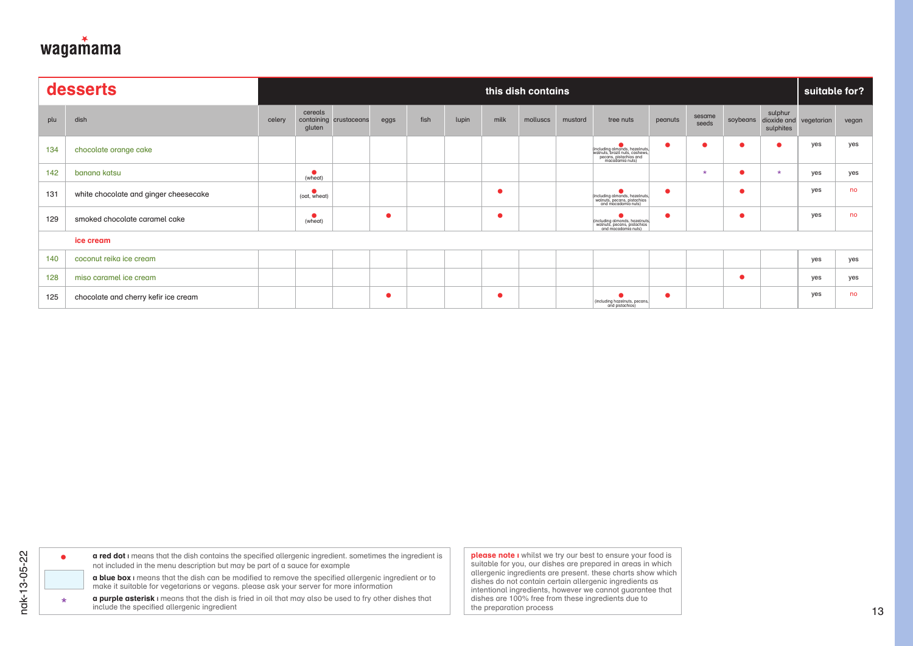wagamama

## desserts

| plu | dish | celery | cereals containing gluten | crustaceans | eggs | fish | lupin | milk | molluscs | mustard | tree nuts | peanuts | sesame seeds | soybeans | sulphur dioxide and sulphites | vegetarian | vegan |
|---|---|---|---|---|---|---|---|---|---|---|---|---|---|---|---|---|---|
| | | | | | | | this dish contains | | | | | | | | | suitable for? | |
| 134 | chocolate orange cake | | | | | | | | | | ● (including almonds, hazelnuts, walnuts, brazil nuts, cashews, pecans, pistachios and macadamia nuts) | ● | ● | ● | ● | yes | yes |
| 142 | banana katsu | | ● (wheat) | | | | | | | | | | * | ● | * | yes | yes |
| 131 | white chocolate and ginger cheesecake | | ● (oat, wheat) | | | | | ● | | | ● (including almonds, hazelnuts, walnuts, pecans, pistachios and macadamia nuts) | ● | | ● | | yes | no |
| 129 | smoked chocolate caramel cake | | ● (wheat) | | ● | | | ● | | | ● (including almonds, hazelnuts, walnuts, pecans, pistachios and macadamia nuts) | ● | | ● | | yes | no |
| | **ice cream** | | | | | | | | | | | | | | | | |
| 140 | coconut reika ice cream | | | | | | | | | | | | | | | yes | yes |
| 128 | miso caramel ice cream | | | | | | | | | | | | | ● | | yes | yes |
| 125 | chocolate and cherry kefir ice cream | | | | ● | | | ● | | | ● (including hazelnuts, pecans, and pistachios) | ● | | | | yes | no |

● **a red dot** ı means that the dish contains the specified allergenic ingredient. sometimes the ingredient is not included in the menu description but may be part of a sauce for example

**a blue box** ı means that the dish can be modified to remove the specified allergenic ingredient or to make it suitable for vegetarians or vegans. please ask your server for more information

* **a purple asterisk** ı means that the dish is fried in oil that may also be used to fry other dishes that include the specified allergenic ingredient

**please note** ı whilst we try our best to ensure your food is suitable for you, our dishes are prepared in areas in which allergenic ingredients are present. these charts show which dishes do not contain certain allergenic ingredients as intentional ingredients, however we cannot guarantee that dishes are 100% free from these ingredients due to the preparation process

nak-13-05-22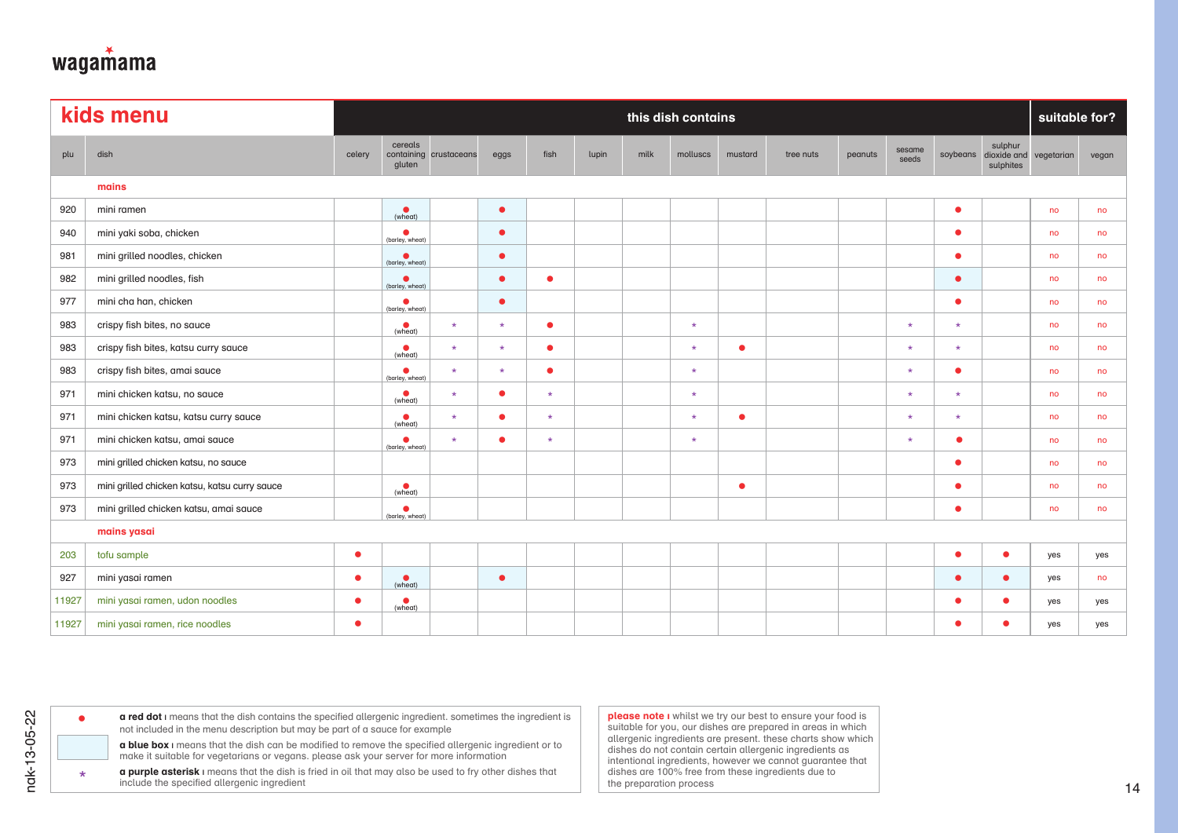wagamama

## kids menu

| plu | dish | celery | cereals containing gluten | crustaceans | eggs | fish | lupin | milk | molluscs | mustard | tree nuts | peanuts | sesame seeds | soybeans | sulphur dioxide and sulphites | vegetarian | vegan |
|---|---|---|---|---|---|---|---|---|---|---|---|---|---|---|---|---|---|
| | **mains** | | | | | | | | | | | | | | | | |
| 920 | mini ramen | | ● (wheat) | | ● | | | | | | | | | ● | | no | no |
| 940 | mini yaki soba, chicken | | ● (barley, wheat) | | ● | | | | | | | | | ● | | no | no |
| 981 | mini grilled noodles, chicken | | ● (barley, wheat) | | ● | | | | | | | | | ● | | no | no |
| 982 | mini grilled noodles, fish | | ● (barley, wheat) | | ● | ● | | | | | | | | ● | | no | no |
| 977 | mini cha han, chicken | | ● (barley, wheat) | | ● | | | | | | | | | ● | | no | no |
| 983 | crispy fish bites, no sauce | | ● (wheat) | * | * | ● | | | * | | | | * | * | | no | no |
| 983 | crispy fish bites, katsu curry sauce | | ● (wheat) | * | * | ● | | | * | ● | | | * | * | | no | no |
| 983 | crispy fish bites, amai sauce | | ● (barley, wheat) | * | * | ● | | | * | | | | * | ● | | no | no |
| 971 | mini chicken katsu, no sauce | | ● (wheat) | * | ● | * | | | * | | | | * | * | | no | no |
| 971 | mini chicken katsu, katsu curry sauce | | ● (wheat) | * | ● | * | | | * | ● | | | * | * | | no | no |
| 971 | mini chicken katsu, amai sauce | | ● (barley, wheat) | * | ● | * | | | * | | | | * | ● | | no | no |
| 973 | mini grilled chicken katsu, no sauce | | | | | | | | | | | | | ● | | no | no |
| 973 | mini grilled chicken katsu, katsu curry sauce | | ● (wheat) | | | | | | | ● | | | | ● | | no | no |
| 973 | mini grilled chicken katsu, amai sauce | | ● (barley, wheat) | | | | | | | | | | | ● | | no | no |
| | **mains yasai** | | | | | | | | | | | | | | | | |
| 203 | tofu sample | ● | | | | | | | | | | | | ● | ● | yes | yes |
| 927 | mini yasai ramen | ● | ● (wheat) | | ● | | | | | | | | | ● | ● | yes | no |
| 11927 | mini yasai ramen, udon noodles | ● | ● (wheat) | | | | | | | | | | | ● | ● | yes | yes |
| 11927 | mini yasai ramen, rice noodles | ● | | | | | | | | | | | | ● | ● | yes | yes |

● **a red dot** ı means that the dish contains the specified allergenic ingredient. sometimes the ingredient is not included in the menu description but may be part of a sauce for example

**a blue box** ı means that the dish can be modified to remove the specified allergenic ingredient or to make it suitable for vegetarians or vegans. please ask your server for more information

* **a purple asterisk** ı means that the dish is fried in oil that may also be used to fry other dishes that include the specified allergenic ingredient

**please note** ı whilst we try our best to ensure your food is suitable for you, our dishes are prepared in areas in which allergenic ingredients are present. these charts show which dishes do not contain certain allergenic ingredients as intentional ingredients, however we cannot guarantee that dishes are 100% free from these ingredients due to the preparation process

nak-13-05-22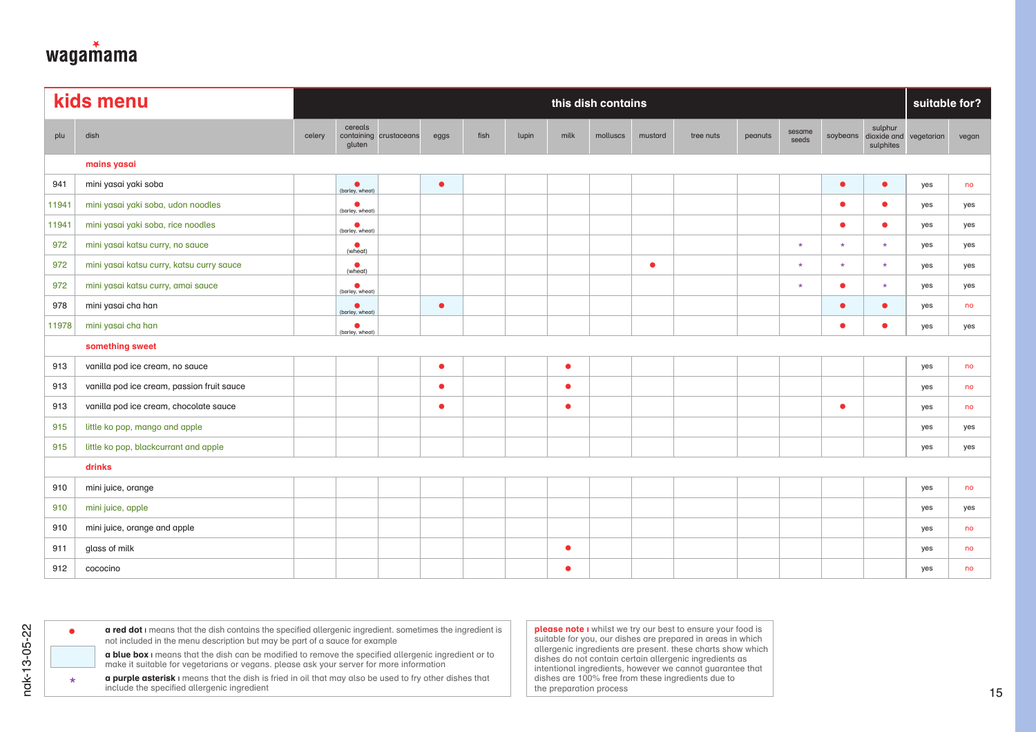wagamama

## kids menu

| plu | dish | celery | cereals containing gluten | crustaceans | eggs | fish | lupin | milk | molluscs | mustard | tree nuts | peanuts | sesame seeds | soybeans | sulphur dioxide and sulphites | vegetarian | vegan |
|---|---|---|---|---|---|---|---|---|---|---|---|---|---|---|---|---|---|
| | **mains yasai** | | | | | | | | | | | | | | | | |
| 941 | mini yasai yaki soba | | ● (barley, wheat) | | ● | | | | | | | | | ● | ● | yes | no |
| 11941 | mini yasai yaki soba, udon noodles | | ● (barley, wheat) | | | | | | | | | | | ● | ● | yes | yes |
| 11941 | mini yasai yaki soba, rice noodles | | ● (barley, wheat) | | | | | | | | | | | ● | ● | yes | yes |
| 972 | mini yasai katsu curry, no sauce | | ● (wheat) | | | | | | | | | | * | * | * | yes | yes |
| 972 | mini yasai katsu curry, katsu curry sauce | | ● (wheat) | | | | | | | ● | | | * | * | * | yes | yes |
| 972 | mini yasai katsu curry, amai sauce | | ● (barley, wheat) | | | | | | | | | | * | ● | * | yes | yes |
| 978 | mini yasai cha han | | ● (barley, wheat) | | ● | | | | | | | | | ● | ● | yes | no |
| 11978 | mini yasai cha han | | ● (barley, wheat) | | | | | | | | | | | ● | ● | yes | yes |
| | **something sweet** | | | | | | | | | | | | | | | | |
| 913 | vanilla pod ice cream, no sauce | | | | ● | | | ● | | | | | | | | yes | no |
| 913 | vanilla pod ice cream, passion fruit sauce | | | | ● | | | ● | | | | | | | | yes | no |
| 913 | vanilla pod ice cream, chocolate sauce | | | | ● | | | ● | | | | | | ● | | yes | no |
| 915 | little ko pop, mango and apple | | | | | | | | | | | | | | | yes | yes |
| 915 | little ko pop, blackcurrant and apple | | | | | | | | | | | | | | | yes | yes |
| | **drinks** | | | | | | | | | | | | | | | | |
| 910 | mini juice, orange | | | | | | | | | | | | | | | yes | no |
| 910 | mini juice, apple | | | | | | | | | | | | | | | yes | yes |
| 910 | mini juice, orange and apple | | | | | | | | | | | | | | | yes | no |
| 911 | glass of milk | | | | | | | ● | | | | | | | | yes | no |
| 912 | cococino | | | | | | | ● | | | | | | | | yes | no |

● **a red dot** ı means that the dish contains the specified allergenic ingredient. sometimes the ingredient is not included in the menu description but may be part of a sauce for example

**a blue box** ı means that the dish can be modified to remove the specified allergenic ingredient or to make it suitable for vegetarians or vegans. please ask your server for more information

\* **a purple asterisk** ı means that the dish is fried in oil that may also be used to fry other dishes that include the specified allergenic ingredient

**please note** ı whilst we try our best to ensure your food is suitable for you, our dishes are prepared in areas in which allergenic ingredients are present. these charts show which dishes do not contain certain allergenic ingredients as intentional ingredients, however we cannot guarantee that dishes are 100% free from these ingredients due to the preparation process

nak-13-05-22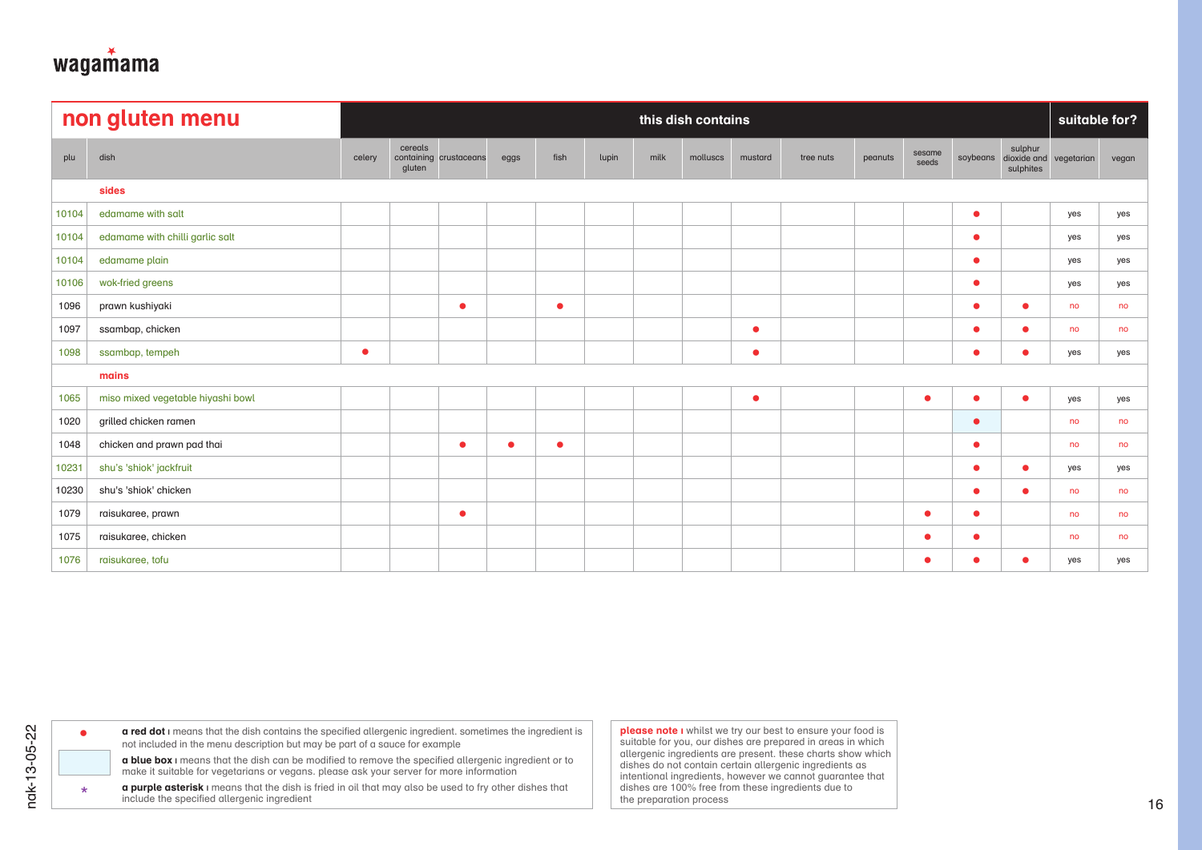wagamama

## non gluten menu

| plu | dish | this dish contains | | | | | | | | | | | | | | suitable for? | |
|---|---|---|---|---|---|---|---|---|---|---|---|---|---|---|---|---|---|
| | | celery | cereals containing gluten | crustaceans | eggs | fish | lupin | milk | molluscs | mustard | tree nuts | peanuts | sesame seeds | soybeans | sulphur dioxide and sulphites | vegetarian | vegan |
| | **sides** | | | | | | | | | | | | | | | | |
| 10104 | edamame with salt | | | | | | | | | | | | | ● | | yes | yes |
| 10104 | edamame with chilli garlic salt | | | | | | | | | | | | | ● | | yes | yes |
| 10104 | edamame plain | | | | | | | | | | | | | ● | | yes | yes |
| 10106 | wok-fried greens | | | | | | | | | | | | | ● | | yes | yes |
| 1096 | prawn kushiyaki | | | ● | | ● | | | | | | | | ● | ● | no | no |
| 1097 | ssambap, chicken | | | | | | | | | ● | | | | ● | ● | no | no |
| 1098 | ssambap, tempeh | ● | | | | | | | | ● | | | | ● | ● | yes | yes |
| | **mains** | | | | | | | | | | | | | | | | |
| 1065 | miso mixed vegetable hiyashi bowl | | | | | | | | | ● | | | ● | ● | ● | yes | yes |
| 1020 | grilled chicken ramen | | | | | | | | | | | | | ● (blue box) | | no | no |
| 1048 | chicken and prawn pad thai | | | ● | ● | ● | | | | | | | | ● | | no | no |
| 10231 | shu's 'shiok' jackfruit | | | | | | | | | | | | | ● | ● | yes | yes |
| 10230 | shu's 'shiok' chicken | | | | | | | | | | | | | ● | ● | no | no |
| 1079 | raisukaree, prawn | | | ● | | | | | | | | | ● | ● | | no | no |
| 1075 | raisukaree, chicken | | | | | | | | | | | | ● | ● | | no | no |
| 1076 | raisukaree, tofu | | | | | | | | | | | | ● | ● | ● | yes | yes |

● **a red dot** ı means that the dish contains the specified allergenic ingredient. sometimes the ingredient is not included in the menu description but may be part of a sauce for example

**a blue box** ı means that the dish can be modified to remove the specified allergenic ingredient or to make it suitable for vegetarians or vegans. please ask your server for more information

\* **a purple asterisk** ı means that the dish is fried in oil that may also be used to fry other dishes that include the specified allergenic ingredient

**please note** ı whilst we try our best to ensure your food is suitable for you, our dishes are prepared in areas in which allergenic ingredients are present. these charts show which dishes do not contain certain allergenic ingredients as intentional ingredients, however we cannot guarantee that dishes are 100% free from these ingredients due to the preparation process

nak-13-05-22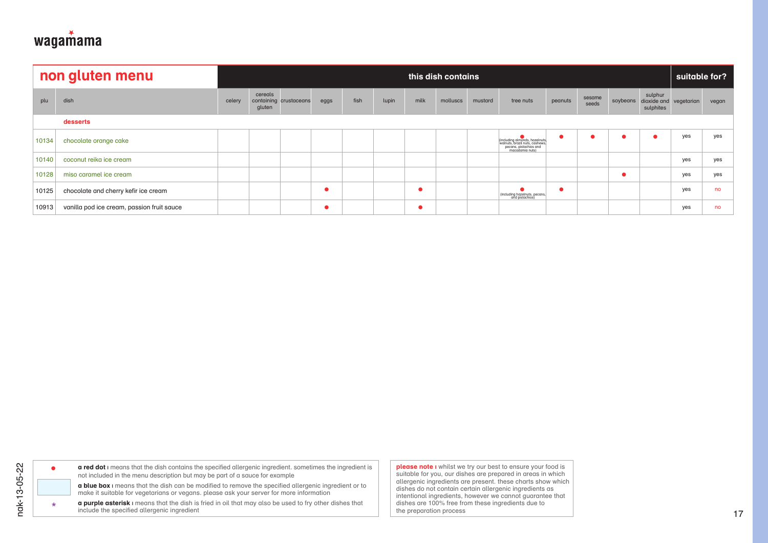wagamama

| non gluten menu | | this dish contains | | | | | | | | | | | | | | suitable for? | |
|---|---|---|---|---|---|---|---|---|---|---|---|---|---|---|---|---|---|
| plu | dish | celery | cereals containing gluten | crustaceans | eggs | fish | lupin | milk | molluscs | mustard | tree nuts | peanuts | sesame seeds | soybeans | sulphur dioxide and sulphites | vegetarian | vegan |
| | **desserts** | | | | | | | | | | | | | | | | |
| 10134 | chocolate orange cake | | | | | | | | | | ● (including almonds, hazelnuts, walnuts, brazil nuts, cashews, pecans, pistachios and macadamia nuts) | ● | ● | ● | ● | yes | yes |
| 10140 | coconut reika ice cream | | | | | | | | | | | | | | | yes | yes |
| 10128 | miso caramel ice cream | | | | | | | | | | | | | ● | | yes | yes |
| 10125 | chocolate and cherry kefir ice cream | | | | ● | | | ● | | | ● (including hazelnuts, pecans, and pistachios) | ● | | | | yes | no |
| 10913 | vanilla pod ice cream, passion fruit sauce | | | | ● | | | ● | | | | | | | | yes | no |

● **a red dot** | means that the dish contains the specified allergenic ingredient. sometimes the ingredient is not included in the menu description but may be part of a sauce for example

**a blue box** | means that the dish can be modified to remove the specified allergenic ingredient or to make it suitable for vegetarians or vegans. please ask your server for more information

* **a purple asterisk** | means that the dish is fried in oil that may also be used to fry other dishes that include the specified allergenic ingredient

**please note** | whilst we try our best to ensure your food is suitable for you, our dishes are prepared in areas in which allergenic ingredients are present. these charts show which dishes do not contain certain allergenic ingredients as intentional ingredients, however we cannot guarantee that dishes are 100% free from these ingredients due to the preparation process

nak-13-05-22